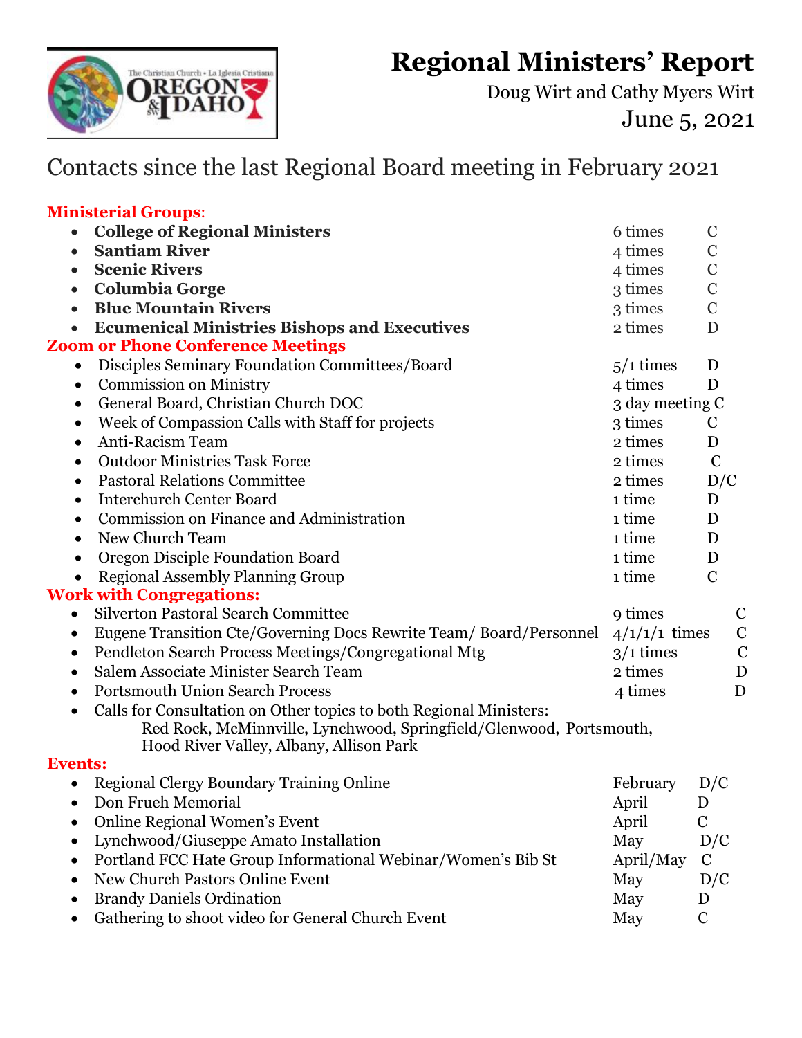# Regional Ministers' Report

Doug Wirt and Cathy Myers Wirt

June 5, 2021

## Contacts since the last Regional Board meeting in February 2021

### Ministerial Groups:

| | | |
|---|---|---|
| **College of Regional Ministers** | 6 times | C |
| **Santiam River** | 4 times | C |
| **Scenic Rivers** | 4 times | C |
| **Columbia Gorge** | 3 times | C |
| **Blue Mountain Rivers** | 3 times | C |
| **Ecumenical Ministries Bishops and Executives** | 2 times | D |

### Zoom or Phone Conference Meetings

| | | |
|---|---|---|
| Disciples Seminary Foundation Committees/Board | 5/1 times | D |
| Commission on Ministry | 4 times | D |
| General Board, Christian Church DOC | 3 day meeting | C |
| Week of Compassion Calls with Staff for projects | 3 times | C |
| Anti-Racism Team | 2 times | D |
| Outdoor Ministries Task Force | 2 times | C |
| Pastoral Relations Committee | 2 times | D/C |
| Interchurch Center Board | 1 time | D |
| Commission on Finance and Administration | 1 time | D |
| New Church Team | 1 time | D |
| Oregon Disciple Foundation Board | 1 time | D |
| Regional Assembly Planning Group | 1 time | C |

### Work with Congregations:

| | | |
|---|---|---|
| Silverton Pastoral Search Committee | 9 times | C |
| Eugene Transition Cte/Governing Docs Rewrite Team/ Board/Personnel | 4/1/1/1 times | C |
| Pendleton Search Process Meetings/Congregational Mtg | 3/1 times | C |
| Salem Associate Minister Search Team | 2 times | D |
| Portsmouth Union Search Process | 4 times | D |

- Calls for Consultation on Other topics to both Regional Ministers:
  Red Rock, McMinnville, Lynchwood, Springfield/Glenwood, Portsmouth, Hood River Valley, Albany, Allison Park

### Events:

| | | |
|---|---|---|
| Regional Clergy Boundary Training Online | February | D/C |
| Don Frueh Memorial | April | D |
| Online Regional Women's Event | April | C |
| Lynchwood/Giuseppe Amato Installation | May | D/C |
| Portland FCC Hate Group Informational Webinar/Women's Bib St | April/May | C |
| New Church Pastors Online Event | May | D/C |
| Brandy Daniels Ordination | May | D |
| Gathering to shoot video for General Church Event | May | C |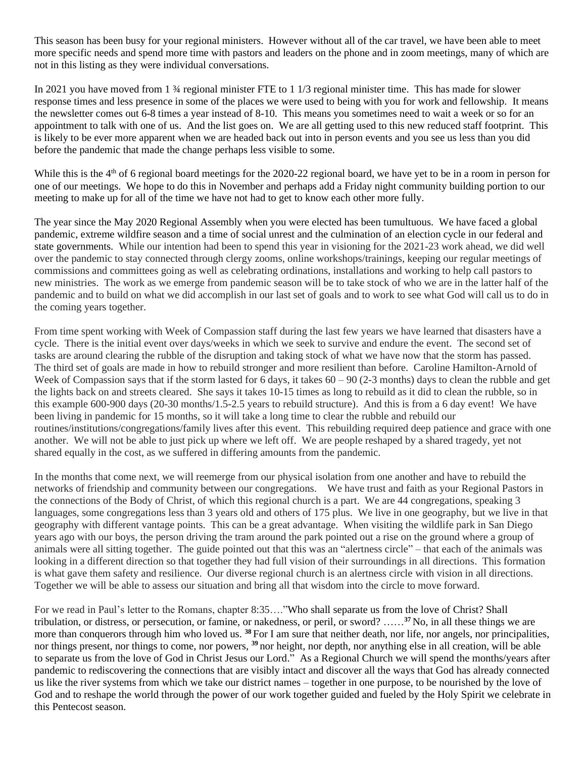This season has been busy for your regional ministers. However without all of the car travel, we have been able to meet more specific needs and spend more time with pastors and leaders on the phone and in zoom meetings, many of which are not in this listing as they were individual conversations.

In 2021 you have moved from 1 ¾ regional minister FTE to 1 1/3 regional minister time. This has made for slower response times and less presence in some of the places we were used to being with you for work and fellowship. It means the newsletter comes out 6-8 times a year instead of 8-10. This means you sometimes need to wait a week or so for an appointment to talk with one of us. And the list goes on. We are all getting used to this new reduced staff footprint. This is likely to be ever more apparent when we are headed back out into in person events and you see us less than you did before the pandemic that made the change perhaps less visible to some.

While this is the 4th of 6 regional board meetings for the 2020-22 regional board, we have yet to be in a room in person for one of our meetings. We hope to do this in November and perhaps add a Friday night community building portion to our meeting to make up for all of the time we have not had to get to know each other more fully.

The year since the May 2020 Regional Assembly when you were elected has been tumultuous. We have faced a global pandemic, extreme wildfire season and a time of social unrest and the culmination of an election cycle in our federal and state governments. While our intention had been to spend this year in visioning for the 2021-23 work ahead, we did well over the pandemic to stay connected through clergy zooms, online workshops/trainings, keeping our regular meetings of commissions and committees going as well as celebrating ordinations, installations and working to help call pastors to new ministries. The work as we emerge from pandemic season will be to take stock of who we are in the latter half of the pandemic and to build on what we did accomplish in our last set of goals and to work to see what God will call us to do in the coming years together.

From time spent working with Week of Compassion staff during the last few years we have learned that disasters have a cycle. There is the initial event over days/weeks in which we seek to survive and endure the event. The second set of tasks are around clearing the rubble of the disruption and taking stock of what we have now that the storm has passed. The third set of goals are made in how to rebuild stronger and more resilient than before. Caroline Hamilton-Arnold of Week of Compassion says that if the storm lasted for 6 days, it takes 60 – 90 (2-3 months) days to clean the rubble and get the lights back on and streets cleared. She says it takes 10-15 times as long to rebuild as it did to clean the rubble, so in this example 600-900 days (20-30 months/1.5-2.5 years to rebuild structure). And this is from a 6 day event! We have been living in pandemic for 15 months, so it will take a long time to clear the rubble and rebuild our routines/institutions/congregations/family lives after this event. This rebuilding required deep patience and grace with one another. We will not be able to just pick up where we left off. We are people reshaped by a shared tragedy, yet not shared equally in the cost, as we suffered in differing amounts from the pandemic.

In the months that come next, we will reemerge from our physical isolation from one another and have to rebuild the networks of friendship and community between our congregations. We have trust and faith as your Regional Pastors in the connections of the Body of Christ, of which this regional church is a part. We are 44 congregations, speaking 3 languages, some congregations less than 3 years old and others of 175 plus. We live in one geography, but we live in that geography with different vantage points. This can be a great advantage. When visiting the wildlife park in San Diego years ago with our boys, the person driving the tram around the park pointed out a rise on the ground where a group of animals were all sitting together. The guide pointed out that this was an "alertness circle" – that each of the animals was looking in a different direction so that together they had full vision of their surroundings in all directions. This formation is what gave them safety and resilience. Our diverse regional church is an alertness circle with vision in all directions. Together we will be able to assess our situation and bring all that wisdom into the circle to move forward.

For we read in Paul's letter to the Romans, chapter 8:35…."Who shall separate us from the love of Christ? Shall tribulation, or distress, or persecution, or famine, or nakedness, or peril, or sword? ……[37] No, in all these things we are more than conquerors through him who loved us. [38] For I am sure that neither death, nor life, nor angels, nor principalities, nor things present, nor things to come, nor powers, [39] nor height, nor depth, nor anything else in all creation, will be able to separate us from the love of God in Christ Jesus our Lord." As a Regional Church we will spend the months/years after pandemic to rediscovering the connections that are visibly intact and discover all the ways that God has already connected us like the river systems from which we take our district names – together in one purpose, to be nourished by the love of God and to reshape the world through the power of our work together guided and fueled by the Holy Spirit we celebrate in this Pentecost season.